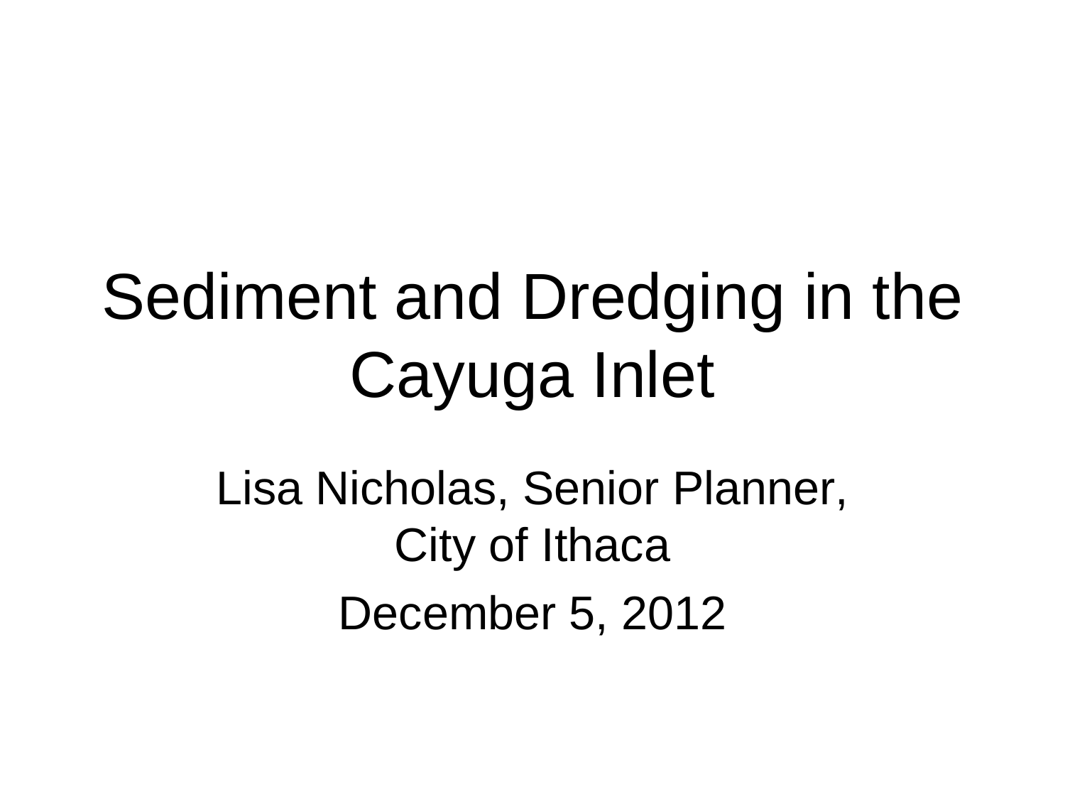# Sediment and Dredging in the Cayuga Inlet

Lisa Nicholas, Senior Planner, City of Ithaca

December 5, 2012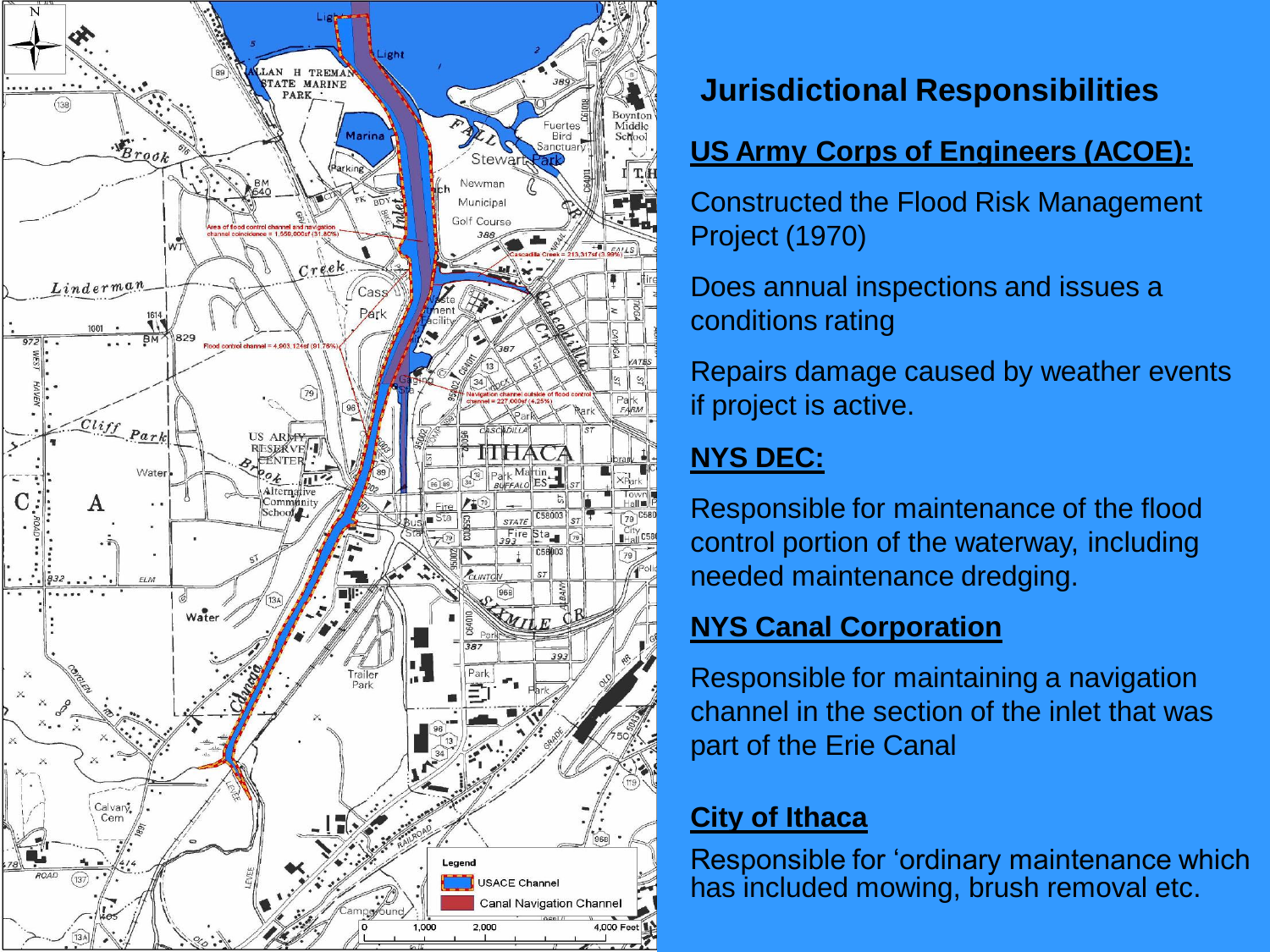## Jurisdictional Responsibilities

**US Army Corps of Engineers (ACOE):**

Constructed the Flood Risk Management Project (1970)

Does annual inspections and issues a conditions rating

Repairs damage caused by weather events if project is active.

**NYS DEC:**

Responsible for maintenance of the flood control portion of the waterway, including needed maintenance dredging.

**NYS Canal Corporation**

Responsible for maintaining a navigation channel in the section of the inlet that was part of the Erie Canal

**City of Ithaca**

Responsible for 'ordinary maintenance which has included mowing, brush removal etc.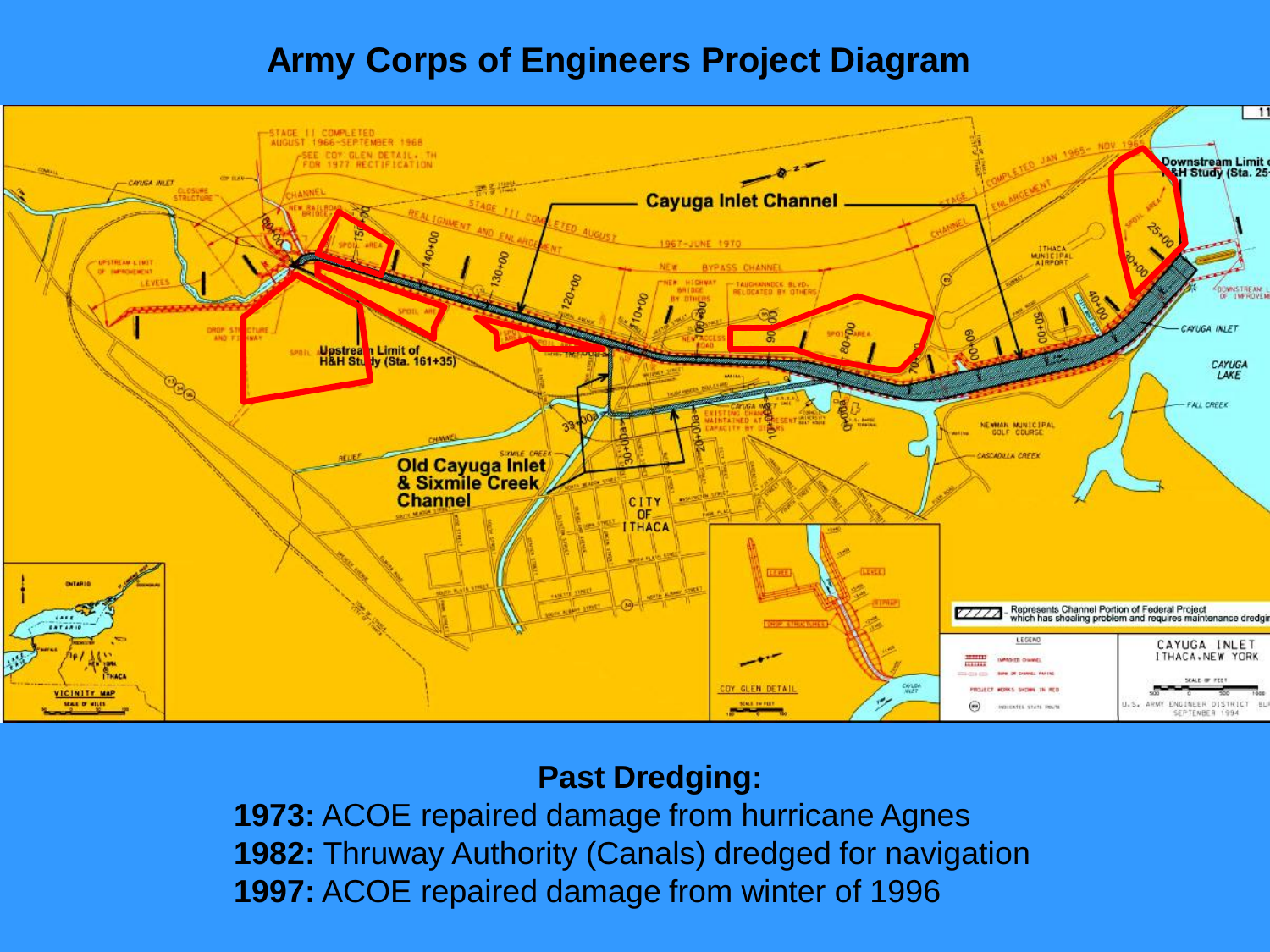# Army Corps of Engineers Project Diagram

**Past Dredging:**

**1973:** ACOE repaired damage from hurricane Agnes
**1982:** Thruway Authority (Canals) dredged for navigation
**1997:** ACOE repaired damage from winter of 1996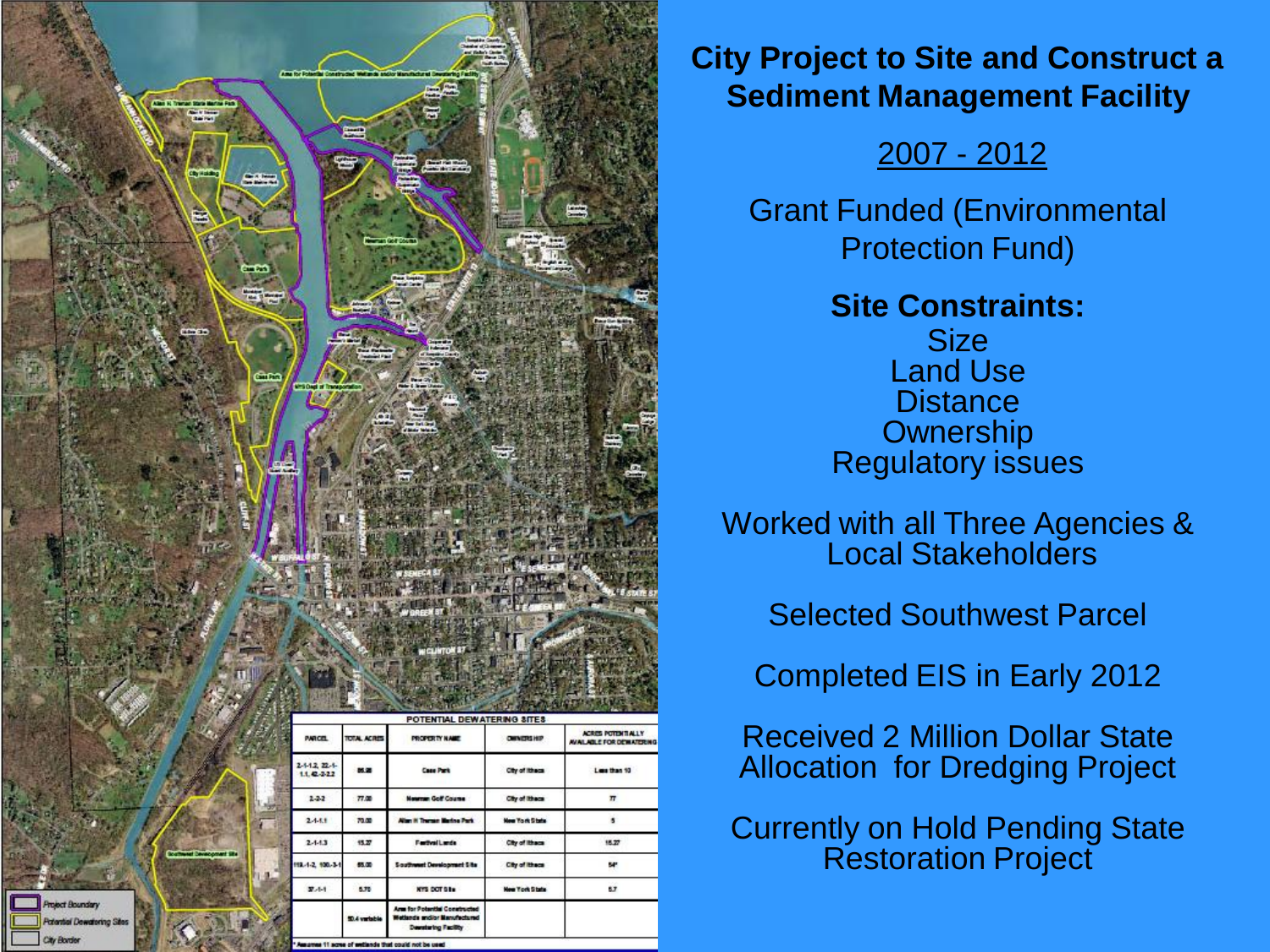# City Project to Site and Construct a Sediment Management Facility

2007 - 2012

Grant Funded (Environmental Protection Fund)

**Site Constraints:**

Size
Land Use
Distance
Ownership
Regulatory issues

Worked with all Three Agencies & Local Stakeholders

Selected Southwest Parcel

Completed EIS in Early 2012

Received 2 Million Dollar State Allocation for Dredging Project

Currently on Hold Pending State Restoration Project

| POTENTIAL DEWATERING SITES | | | | |
|---|---|---|---|---|
| PARCEL | TOTAL ACRES | PROPERTY NAME | OWNERSHIP | ACRES POTENTIALLY AVAILABLE FOR DEWATERING |
| 2-1-1.2, 22.-1-1.1, 42.-2-2.2 | 86.98 | Cass Park | City of Ithaca | Less than 10 |
| 2-2-2 | 77.00 | Newman Golf Course | City of Ithaca | 7? |
| 2-1-1.1 | 70.00 | Allan H Treman Marine Park | New York State | 5 |
| 2-1-1.3 | 15.27 | Festival Lands | City of Ithaca | 15.27 |
| 119.-1-2, 100.-3-1 | 65.00 | Southwest Development Site | City of Ithaca | 54* |
| 37.-1-1 | 5.70 | NYS DOT Site | New York State | 5.7 |
| | 50.4 variable | Area for Potential Constructed Wetlands and/or Manufactured Dewatering Facility | | |

\* Assumes 11 acres of wetlands that could not be used

Project Boundary
Potential Dewatering Sites
City Border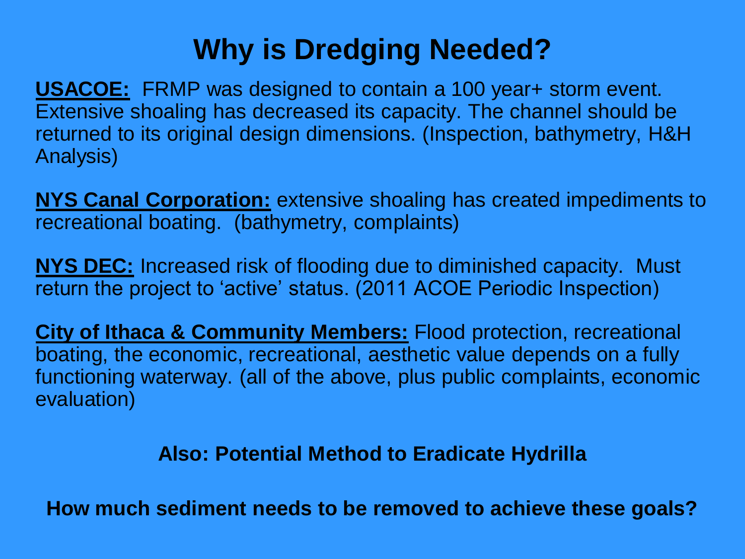# Why is Dredging Needed?

**USACOE:** FRMP was designed to contain a 100 year+ storm event. Extensive shoaling has decreased its capacity. The channel should be returned to its original design dimensions. (Inspection, bathymetry, H&H Analysis)

**NYS Canal Corporation:** extensive shoaling has created impediments to recreational boating. (bathymetry, complaints)

**NYS DEC:** Increased risk of flooding due to diminished capacity. Must return the project to 'active' status. (2011 ACOE Periodic Inspection)

**City of Ithaca & Community Members:** Flood protection, recreational boating, the economic, recreational, aesthetic value depends on a fully functioning waterway. (all of the above, plus public complaints, economic evaluation)

**Also: Potential Method to Eradicate Hydrilla**

**How much sediment needs to be removed to achieve these goals?**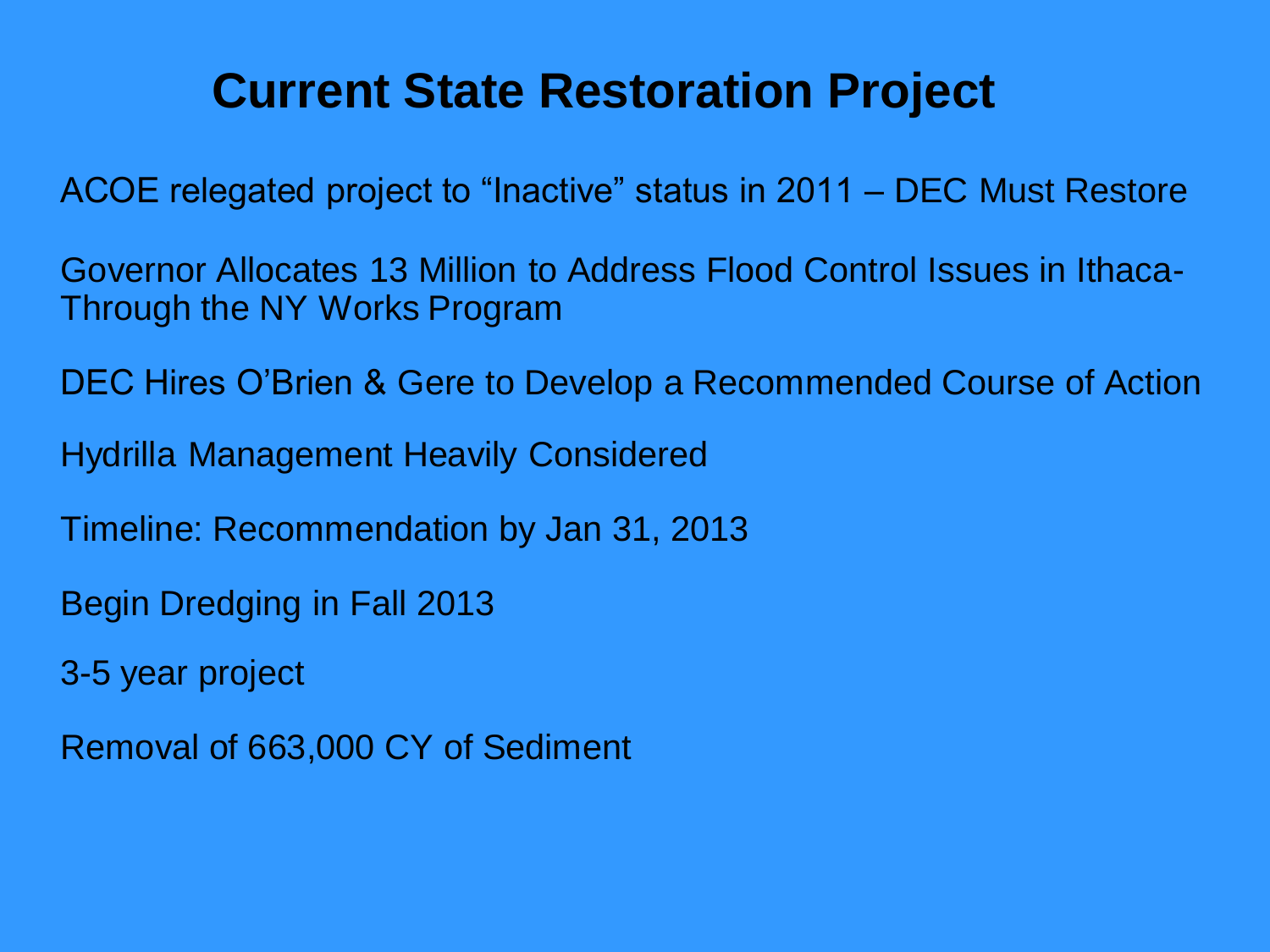# Current State Restoration Project

ACOE relegated project to “Inactive” status in 2011 – DEC Must Restore

Governor Allocates 13 Million to Address Flood Control Issues in Ithaca-Through the NY Works Program

DEC Hires O’Brien & Gere to Develop a Recommended Course of Action

Hydrilla Management Heavily Considered

Timeline: Recommendation by Jan 31, 2013

Begin Dredging in Fall 2013

3-5 year project

Removal of 663,000 CY of Sediment